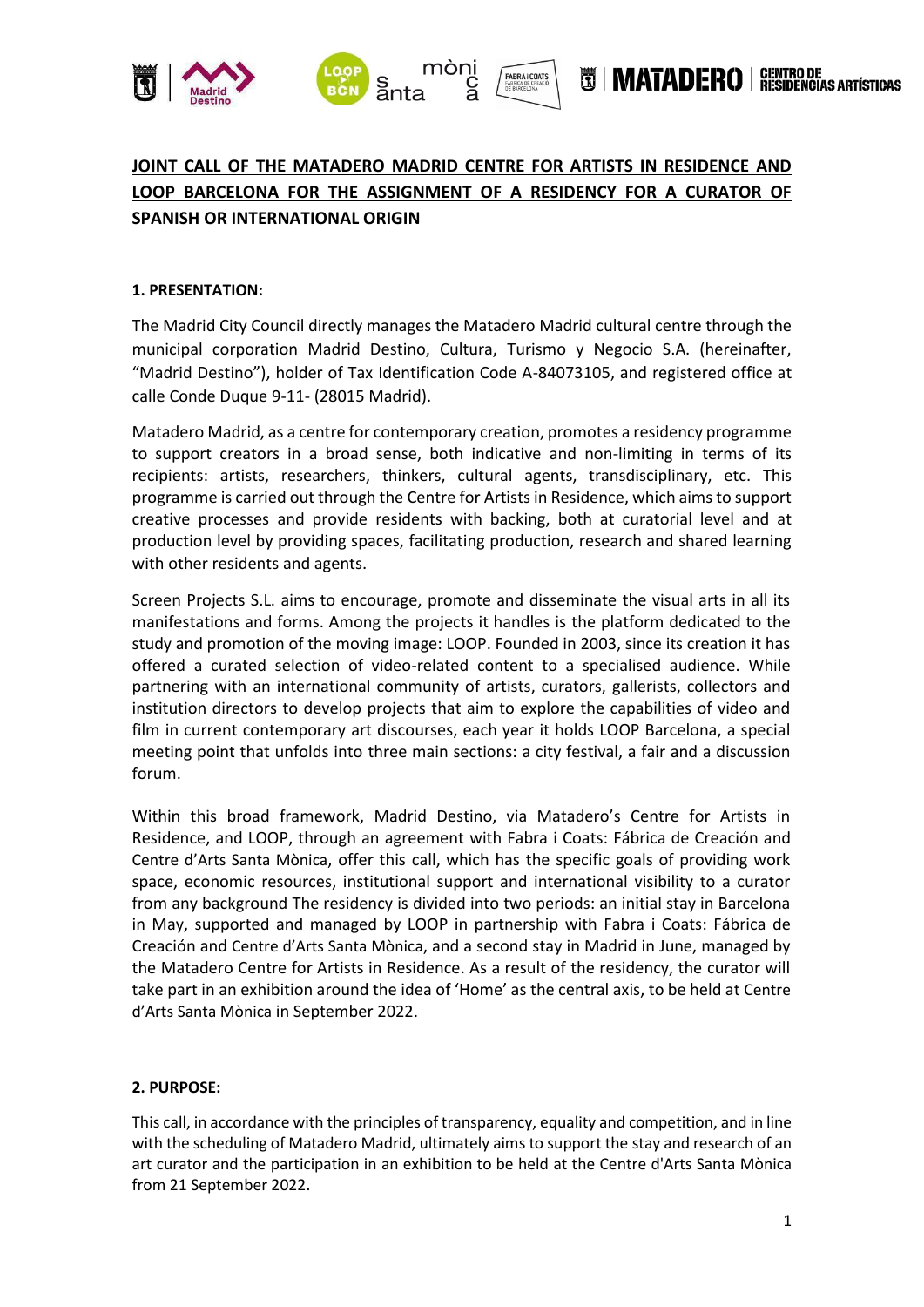**JOINT CALL OF THE MATADERO MADRID CENTRE FOR ARTISTS IN RESIDENCE AND LOOP BARCELONA FOR THE ASSIGNMENT OF A RESIDENCY FOR A CURATOR OF SPANISH OR INTERNATIONAL ORIGIN**

**1. PRESENTATION:**

The Madrid City Council directly manages the Matadero Madrid cultural centre through the municipal corporation Madrid Destino, Cultura, Turismo y Negocio S.A. (hereinafter, "Madrid Destino"), holder of Tax Identification Code A-84073105, and registered office at calle Conde Duque 9-11- (28015 Madrid).

Matadero Madrid, as a centre for contemporary creation, promotes a residency programme to support creators in a broad sense, both indicative and non-limiting in terms of its recipients: artists, researchers, thinkers, cultural agents, transdisciplinary, etc. This programme is carried out through the Centre for Artists in Residence, which aims to support creative processes and provide residents with backing, both at curatorial level and at production level by providing spaces, facilitating production, research and shared learning with other residents and agents.

Screen Projects S.L. aims to encourage, promote and disseminate the visual arts in all its manifestations and forms. Among the projects it handles is the platform dedicated to the study and promotion of the moving image: LOOP. Founded in 2003, since its creation it has offered a curated selection of video-related content to a specialised audience. While partnering with an international community of artists, curators, gallerists, collectors and institution directors to develop projects that aim to explore the capabilities of video and film in current contemporary art discourses, each year it holds LOOP Barcelona, a special meeting point that unfolds into three main sections: a city festival, a fair and a discussion forum.

Within this broad framework, Madrid Destino, via Matadero's Centre for Artists in Residence, and LOOP, through an agreement with Fabra i Coats: Fábrica de Creación and Centre d'Arts Santa Mònica, offer this call, which has the specific goals of providing work space, economic resources, institutional support and international visibility to a curator from any background The residency is divided into two periods: an initial stay in Barcelona in May, supported and managed by LOOP in partnership with Fabra i Coats: Fábrica de Creación and Centre d'Arts Santa Mònica, and a second stay in Madrid in June, managed by the Matadero Centre for Artists in Residence. As a result of the residency, the curator will take part in an exhibition around the idea of 'Home' as the central axis, to be held at Centre d'Arts Santa Mònica in September 2022.

**2. PURPOSE:**

This call, in accordance with the principles of transparency, equality and competition, and in line with the scheduling of Matadero Madrid, ultimately aims to support the stay and research of an art curator and the participation in an exhibition to be held at the Centre d'Arts Santa Mònica from 21 September 2022.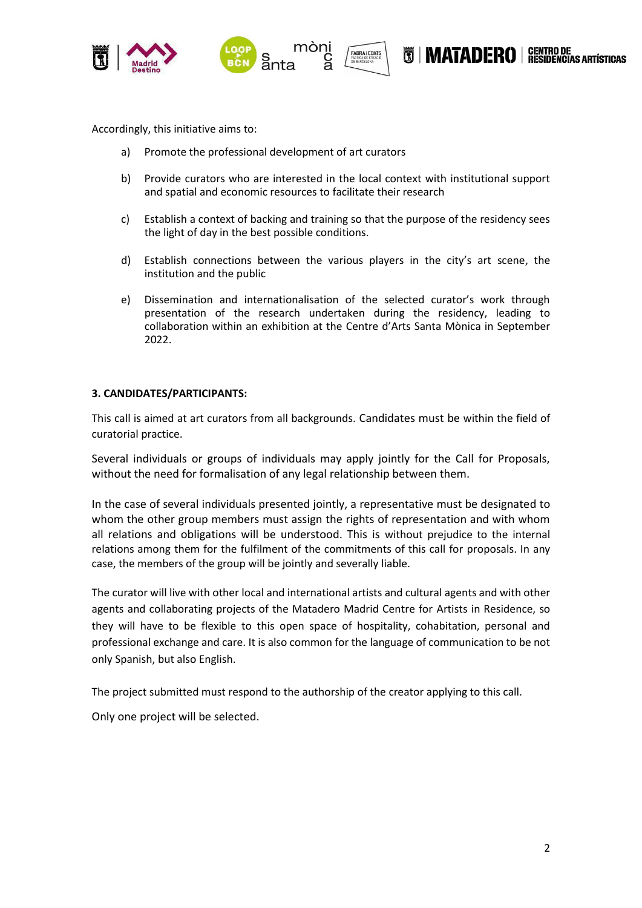Accordingly, this initiative aims to:

a) Promote the professional development of art curators

b) Provide curators who are interested in the local context with institutional support and spatial and economic resources to facilitate their research

c) Establish a context of backing and training so that the purpose of the residency sees the light of day in the best possible conditions.

d) Establish connections between the various players in the city's art scene, the institution and the public

e) Dissemination and internationalisation of the selected curator's work through presentation of the research undertaken during the residency, leading to collaboration within an exhibition at the Centre d'Arts Santa Mònica in September 2022.

**3. CANDIDATES/PARTICIPANTS:**

This call is aimed at art curators from all backgrounds. Candidates must be within the field of curatorial practice.

Several individuals or groups of individuals may apply jointly for the Call for Proposals, without the need for formalisation of any legal relationship between them.

In the case of several individuals presented jointly, a representative must be designated to whom the other group members must assign the rights of representation and with whom all relations and obligations will be understood. This is without prejudice to the internal relations among them for the fulfilment of the commitments of this call for proposals. In any case, the members of the group will be jointly and severally liable.

The curator will live with other local and international artists and cultural agents and with other agents and collaborating projects of the Matadero Madrid Centre for Artists in Residence, so they will have to be flexible to this open space of hospitality, cohabitation, personal and professional exchange and care. It is also common for the language of communication to be not only Spanish, but also English.

The project submitted must respond to the authorship of the creator applying to this call.

Only one project will be selected.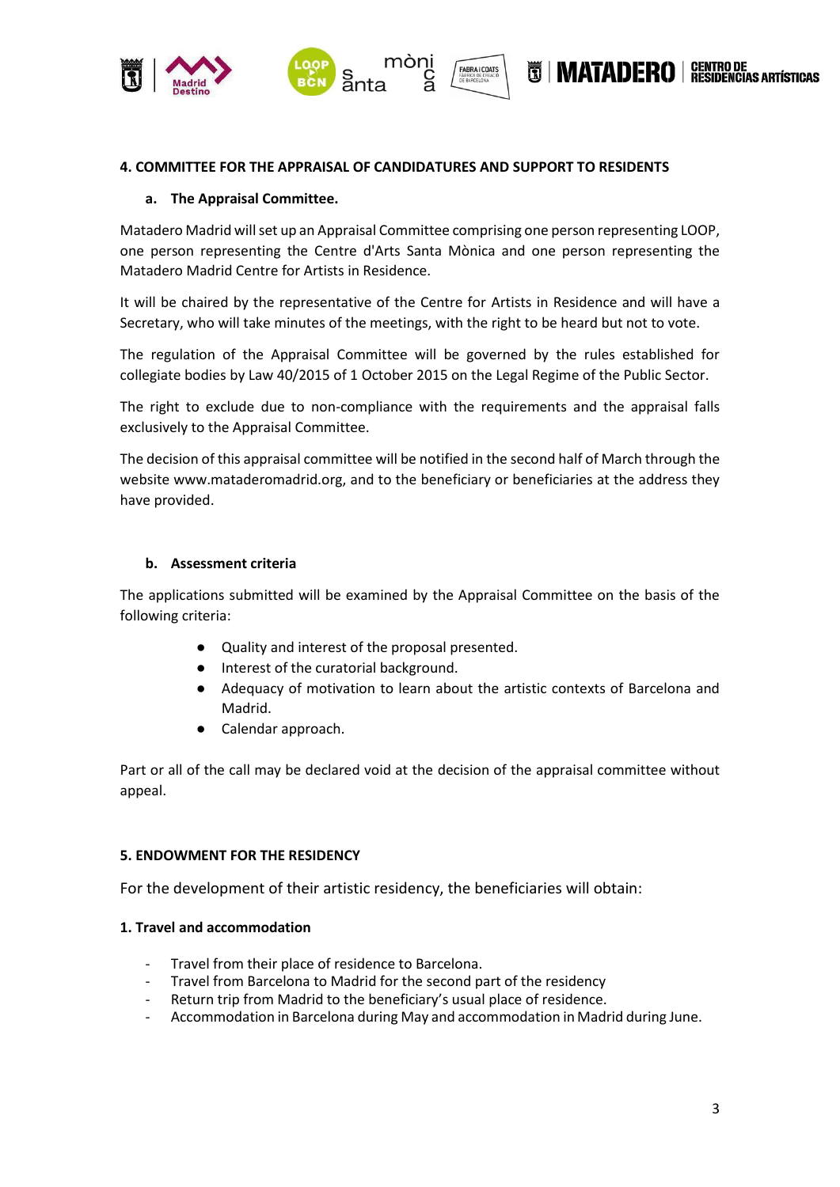## 4. COMMITTEE FOR THE APPRAISAL OF CANDIDATURES AND SUPPORT TO RESIDENTS

### a. The Appraisal Committee.

Matadero Madrid will set up an Appraisal Committee comprising one person representing LOOP, one person representing the Centre d'Arts Santa Mònica and one person representing the Matadero Madrid Centre for Artists in Residence.

It will be chaired by the representative of the Centre for Artists in Residence and will have a Secretary, who will take minutes of the meetings, with the right to be heard but not to vote.

The regulation of the Appraisal Committee will be governed by the rules established for collegiate bodies by Law 40/2015 of 1 October 2015 on the Legal Regime of the Public Sector.

The right to exclude due to non-compliance with the requirements and the appraisal falls exclusively to the Appraisal Committee.

The decision of this appraisal committee will be notified in the second half of March through the website www.mataderomadrid.org, and to the beneficiary or beneficiaries at the address they have provided.

### b. Assessment criteria

The applications submitted will be examined by the Appraisal Committee on the basis of the following criteria:

- Quality and interest of the proposal presented.
- Interest of the curatorial background.
- Adequacy of motivation to learn about the artistic contexts of Barcelona and Madrid.
- Calendar approach.

Part or all of the call may be declared void at the decision of the appraisal committee without appeal.

## 5. ENDOWMENT FOR THE RESIDENCY

For the development of their artistic residency, the beneficiaries will obtain:

### 1. Travel and accommodation

- Travel from their place of residence to Barcelona.
- Travel from Barcelona to Madrid for the second part of the residency
- Return trip from Madrid to the beneficiary's usual place of residence.
- Accommodation in Barcelona during May and accommodation in Madrid during June.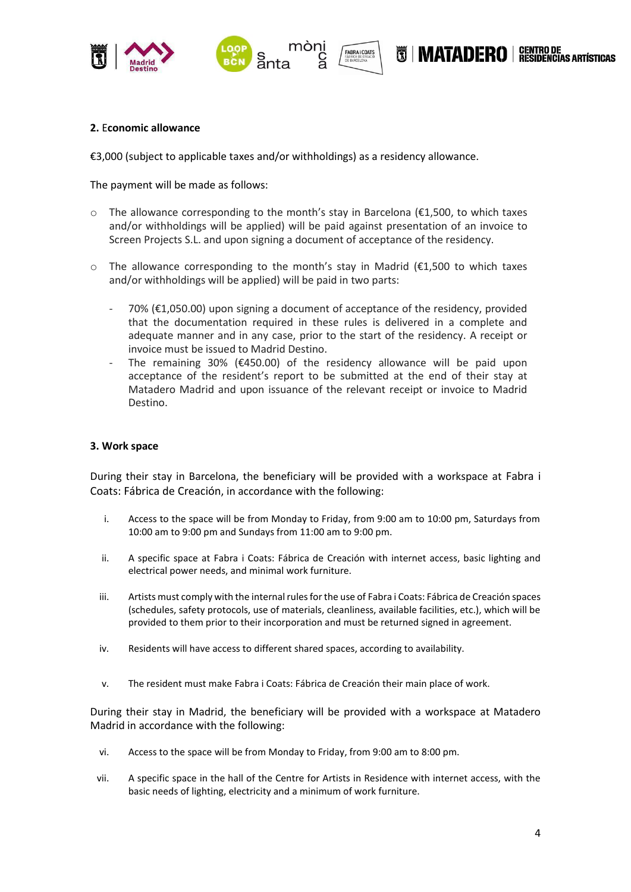**2.** E**conomic allowance**

€3,000 (subject to applicable taxes and/or withholdings) as a residency allowance.

The payment will be made as follows:

- The allowance corresponding to the month's stay in Barcelona (€1,500, to which taxes and/or withholdings will be applied) will be paid against presentation of an invoice to Screen Projects S.L. and upon signing a document of acceptance of the residency.
- The allowance corresponding to the month's stay in Madrid (€1,500 to which taxes and/or withholdings will be applied) will be paid in two parts:
  - 70% (€1,050.00) upon signing a document of acceptance of the residency, provided that the documentation required in these rules is delivered in a complete and adequate manner and in any case, prior to the start of the residency. A receipt or invoice must be issued to Madrid Destino.
  - The remaining 30% (€450.00) of the residency allowance will be paid upon acceptance of the resident's report to be submitted at the end of their stay at Matadero Madrid and upon issuance of the relevant receipt or invoice to Madrid Destino.

**3. Work space**

During their stay in Barcelona, the beneficiary will be provided with a workspace at Fabra i Coats: Fábrica de Creación, in accordance with the following:

i. Access to the space will be from Monday to Friday, from 9:00 am to 10:00 pm, Saturdays from 10:00 am to 9:00 pm and Sundays from 11:00 am to 9:00 pm.

ii. A specific space at Fabra i Coats: Fábrica de Creación with internet access, basic lighting and electrical power needs, and minimal work furniture.

iii. Artists must comply with the internal rules for the use of Fabra i Coats: Fábrica de Creación spaces (schedules, safety protocols, use of materials, cleanliness, available facilities, etc.), which will be provided to them prior to their incorporation and must be returned signed in agreement.

iv. Residents will have access to different shared spaces, according to availability.

v. The resident must make Fabra i Coats: Fábrica de Creación their main place of work.

During their stay in Madrid, the beneficiary will be provided with a workspace at Matadero Madrid in accordance with the following:

vi. Access to the space will be from Monday to Friday, from 9:00 am to 8:00 pm.

vii. A specific space in the hall of the Centre for Artists in Residence with internet access, with the basic needs of lighting, electricity and a minimum of work furniture.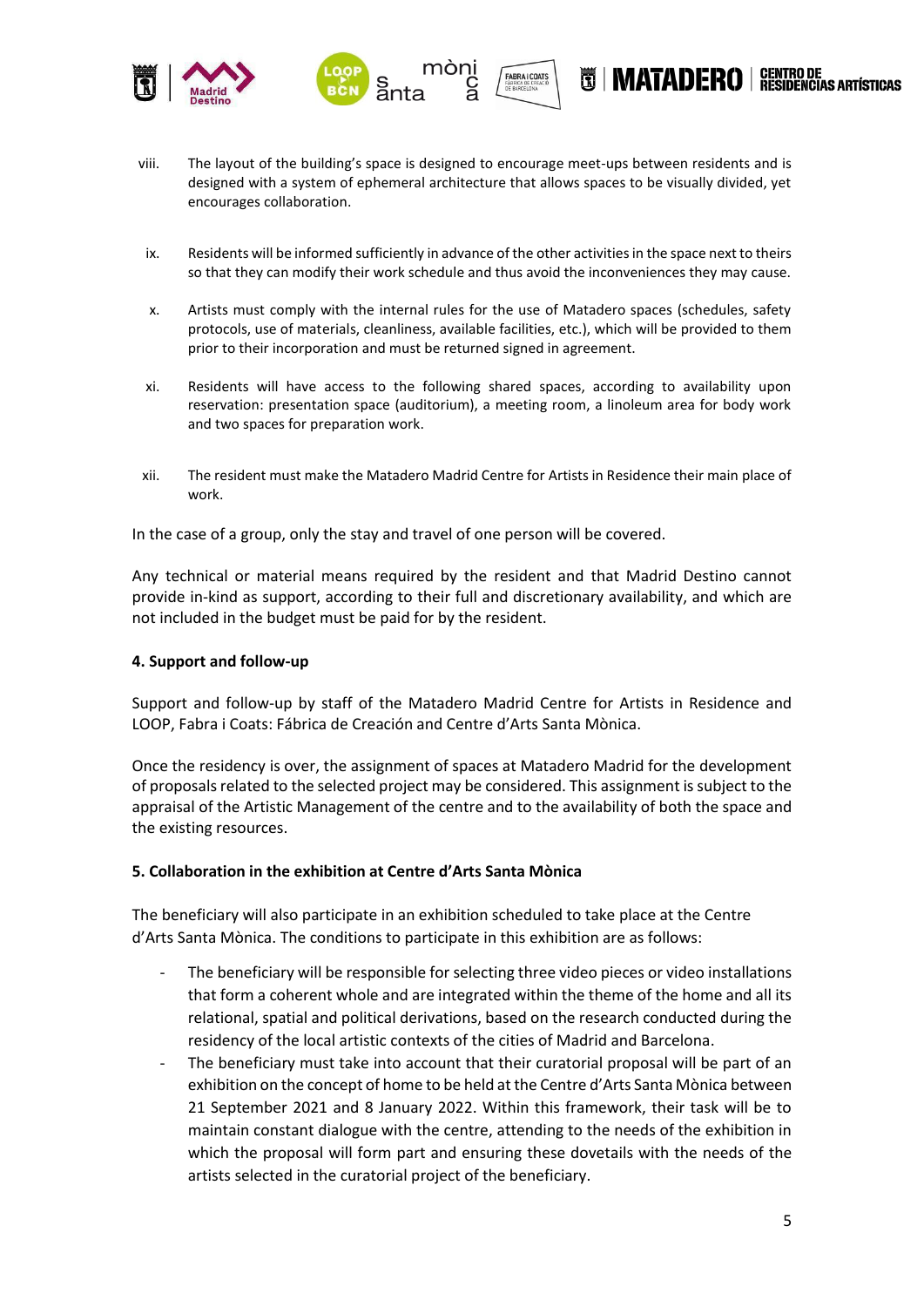viii. The layout of the building's space is designed to encourage meet-ups between residents and is designed with a system of ephemeral architecture that allows spaces to be visually divided, yet encourages collaboration.

ix. Residents will be informed sufficiently in advance of the other activities in the space next to theirs so that they can modify their work schedule and thus avoid the inconveniences they may cause.

x. Artists must comply with the internal rules for the use of Matadero spaces (schedules, safety protocols, use of materials, cleanliness, available facilities, etc.), which will be provided to them prior to their incorporation and must be returned signed in agreement.

xi. Residents will have access to the following shared spaces, according to availability upon reservation: presentation space (auditorium), a meeting room, a linoleum area for body work and two spaces for preparation work.

xii. The resident must make the Matadero Madrid Centre for Artists in Residence their main place of work.

In the case of a group, only the stay and travel of one person will be covered.

Any technical or material means required by the resident and that Madrid Destino cannot provide in-kind as support, according to their full and discretionary availability, and which are not included in the budget must be paid for by the resident.

**4. Support and follow-up**

Support and follow-up by staff of the Matadero Madrid Centre for Artists in Residence and LOOP, Fabra i Coats: Fábrica de Creación and Centre d'Arts Santa Mònica.

Once the residency is over, the assignment of spaces at Matadero Madrid for the development of proposals related to the selected project may be considered. This assignment is subject to the appraisal of the Artistic Management of the centre and to the availability of both the space and the existing resources.

**5. Collaboration in the exhibition at Centre d'Arts Santa Mònica**

The beneficiary will also participate in an exhibition scheduled to take place at the Centre d'Arts Santa Mònica. The conditions to participate in this exhibition are as follows:

- The beneficiary will be responsible for selecting three video pieces or video installations that form a coherent whole and are integrated within the theme of the home and all its relational, spatial and political derivations, based on the research conducted during the residency of the local artistic contexts of the cities of Madrid and Barcelona.
- The beneficiary must take into account that their curatorial proposal will be part of an exhibition on the concept of home to be held at the Centre d'Arts Santa Mònica between 21 September 2021 and 8 January 2022. Within this framework, their task will be to maintain constant dialogue with the centre, attending to the needs of the exhibition in which the proposal will form part and ensuring these dovetails with the needs of the artists selected in the curatorial project of the beneficiary.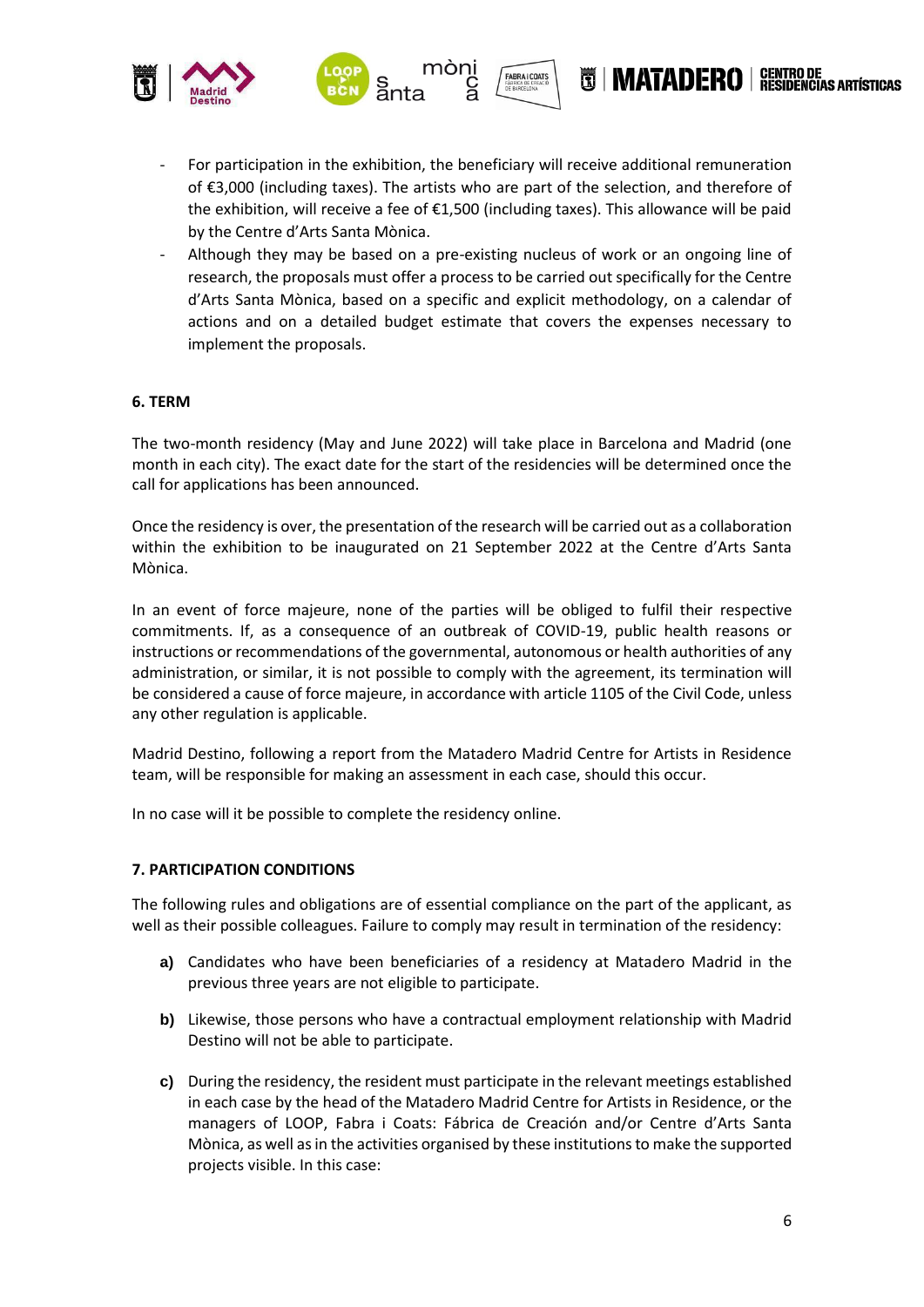- For participation in the exhibition, the beneficiary will receive additional remuneration of €3,000 (including taxes). The artists who are part of the selection, and therefore of the exhibition, will receive a fee of €1,500 (including taxes). This allowance will be paid by the Centre d'Arts Santa Mònica.
- Although they may be based on a pre-existing nucleus of work or an ongoing line of research, the proposals must offer a process to be carried out specifically for the Centre d'Arts Santa Mònica, based on a specific and explicit methodology, on a calendar of actions and on a detailed budget estimate that covers the expenses necessary to implement the proposals.

**6. TERM**

The two-month residency (May and June 2022) will take place in Barcelona and Madrid (one month in each city). The exact date for the start of the residencies will be determined once the call for applications has been announced.

Once the residency is over, the presentation of the research will be carried out as a collaboration within the exhibition to be inaugurated on 21 September 2022 at the Centre d'Arts Santa Mònica.

In an event of force majeure, none of the parties will be obliged to fulfil their respective commitments. If, as a consequence of an outbreak of COVID-19, public health reasons or instructions or recommendations of the governmental, autonomous or health authorities of any administration, or similar, it is not possible to comply with the agreement, its termination will be considered a cause of force majeure, in accordance with article 1105 of the Civil Code, unless any other regulation is applicable.

Madrid Destino, following a report from the Matadero Madrid Centre for Artists in Residence team, will be responsible for making an assessment in each case, should this occur.

In no case will it be possible to complete the residency online.

**7. PARTICIPATION CONDITIONS**

The following rules and obligations are of essential compliance on the part of the applicant, as well as their possible colleagues. Failure to comply may result in termination of the residency:

**a)** Candidates who have been beneficiaries of a residency at Matadero Madrid in the previous three years are not eligible to participate.

**b)** Likewise, those persons who have a contractual employment relationship with Madrid Destino will not be able to participate.

**c)** During the residency, the resident must participate in the relevant meetings established in each case by the head of the Matadero Madrid Centre for Artists in Residence, or the managers of LOOP, Fabra i Coats: Fábrica de Creación and/or Centre d'Arts Santa Mònica, as well as in the activities organised by these institutions to make the supported projects visible. In this case: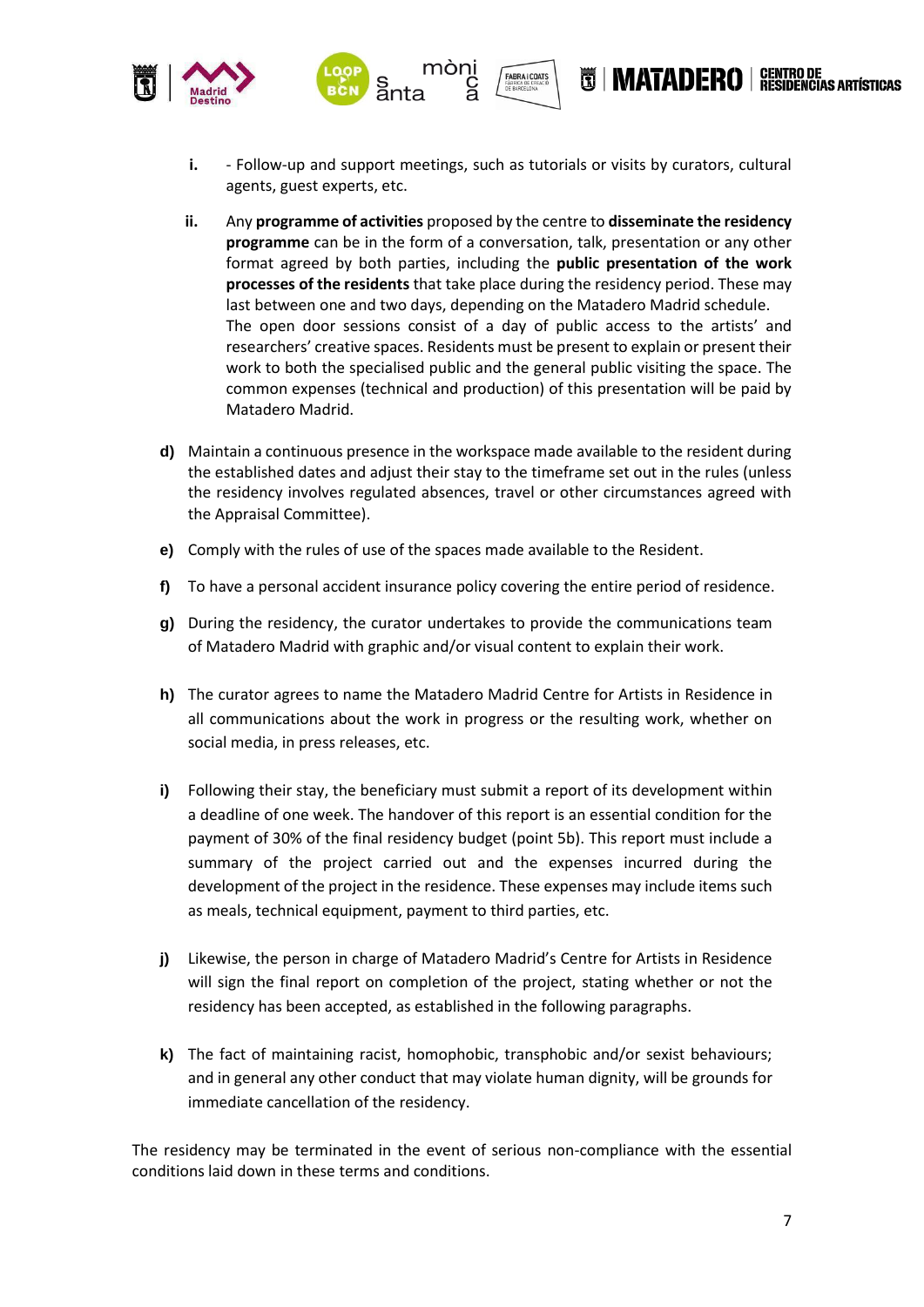i. - Follow-up and support meetings, such as tutorials or visits by curators, cultural agents, guest experts, etc.

ii. Any **programme of activities** proposed by the centre to **disseminate the residency programme** can be in the form of a conversation, talk, presentation or any other format agreed by both parties, including the **public presentation of the work processes of the residents** that take place during the residency period. These may last between one and two days, depending on the Matadero Madrid schedule.
The open door sessions consist of a day of public access to the artists' and researchers' creative spaces. Residents must be present to explain or present their work to both the specialised public and the general public visiting the space. The common expenses (technical and production) of this presentation will be paid by Matadero Madrid.

**d)** Maintain a continuous presence in the workspace made available to the resident during the established dates and adjust their stay to the timeframe set out in the rules (unless the residency involves regulated absences, travel or other circumstances agreed with the Appraisal Committee).

**e)** Comply with the rules of use of the spaces made available to the Resident.

**f)** To have a personal accident insurance policy covering the entire period of residence.

**g)** During the residency, the curator undertakes to provide the communications team of Matadero Madrid with graphic and/or visual content to explain their work.

**h)** The curator agrees to name the Matadero Madrid Centre for Artists in Residence in all communications about the work in progress or the resulting work, whether on social media, in press releases, etc.

**i)** Following their stay, the beneficiary must submit a report of its development within a deadline of one week. The handover of this report is an essential condition for the payment of 30% of the final residency budget (point 5b). This report must include a summary of the project carried out and the expenses incurred during the development of the project in the residence. These expenses may include items such as meals, technical equipment, payment to third parties, etc.

**j)** Likewise, the person in charge of Matadero Madrid's Centre for Artists in Residence will sign the final report on completion of the project, stating whether or not the residency has been accepted, as established in the following paragraphs.

**k)** The fact of maintaining racist, homophobic, transphobic and/or sexist behaviours; and in general any other conduct that may violate human dignity, will be grounds for immediate cancellation of the residency.

The residency may be terminated in the event of serious non-compliance with the essential conditions laid down in these terms and conditions.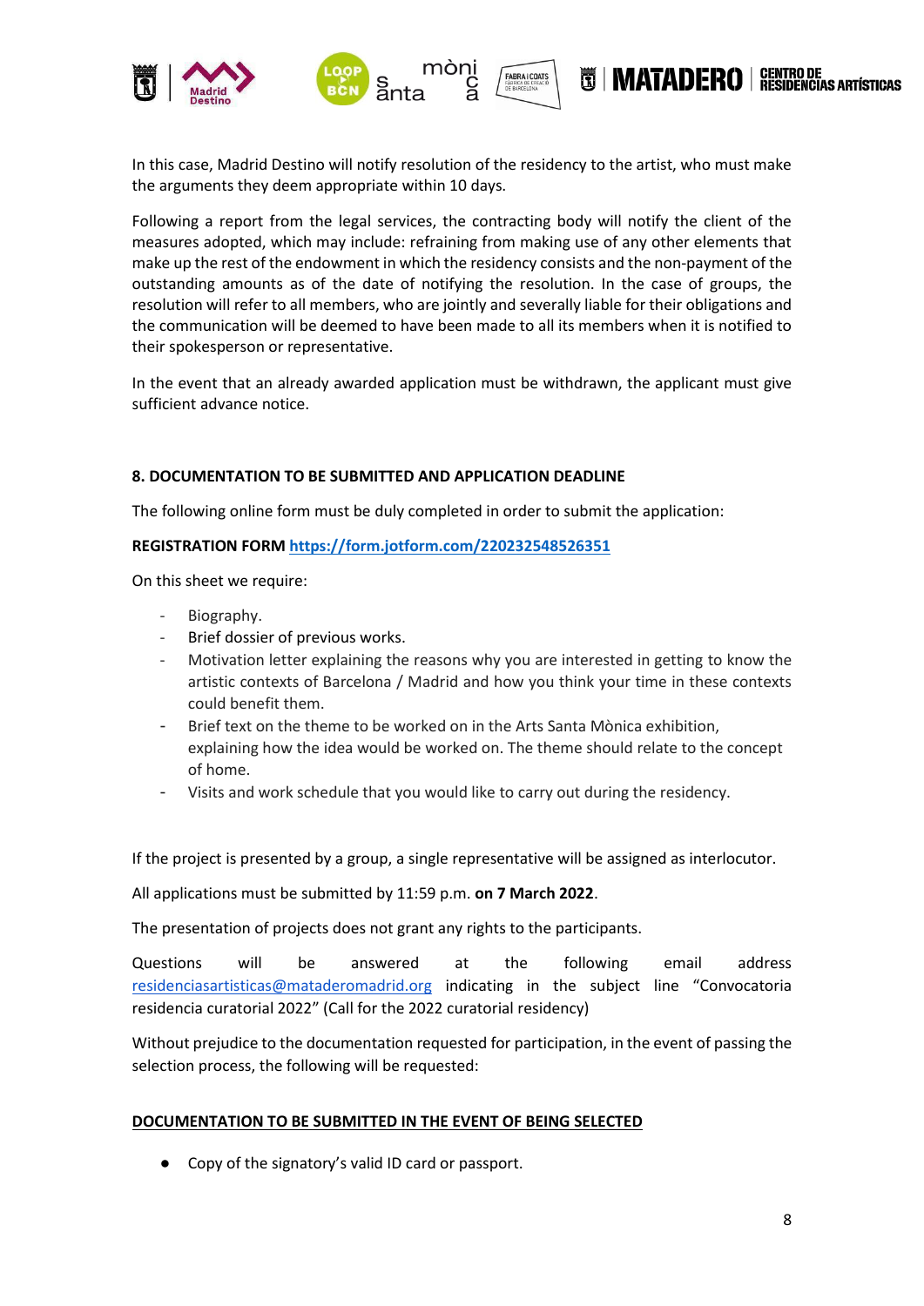In this case, Madrid Destino will notify resolution of the residency to the artist, who must make the arguments they deem appropriate within 10 days.

Following a report from the legal services, the contracting body will notify the client of the measures adopted, which may include: refraining from making use of any other elements that make up the rest of the endowment in which the residency consists and the non-payment of the outstanding amounts as of the date of notifying the resolution. In the case of groups, the resolution will refer to all members, who are jointly and severally liable for their obligations and the communication will be deemed to have been made to all its members when it is notified to their spokesperson or representative.

In the event that an already awarded application must be withdrawn, the applicant must give sufficient advance notice.

### 8. DOCUMENTATION TO BE SUBMITTED AND APPLICATION DEADLINE

The following online form must be duly completed in order to submit the application:

**REGISTRATION FORM [https://form.jotform.com/220232548526351](https://form.jotform.com/220232548526351)**

On this sheet we require:

- Biography.
- Brief dossier of previous works.
- Motivation letter explaining the reasons why you are interested in getting to know the artistic contexts of Barcelona / Madrid and how you think your time in these contexts could benefit them.
- Brief text on the theme to be worked on in the Arts Santa Mònica exhibition, explaining how the idea would be worked on. The theme should relate to the concept of home.
- Visits and work schedule that you would like to carry out during the residency.

If the project is presented by a group, a single representative will be assigned as interlocutor.

All applications must be submitted by 11:59 p.m. **on 7 March 2022**.

The presentation of projects does not grant any rights to the participants.

Questions will be answered at the following email address residenciasartisticas@mataderomadrid.org indicating in the subject line "Convocatoria residencia curatorial 2022" (Call for the 2022 curatorial residency)

Without prejudice to the documentation requested for participation, in the event of passing the selection process, the following will be requested:

**DOCUMENTATION TO BE SUBMITTED IN THE EVENT OF BEING SELECTED**

- Copy of the signatory's valid ID card or passport.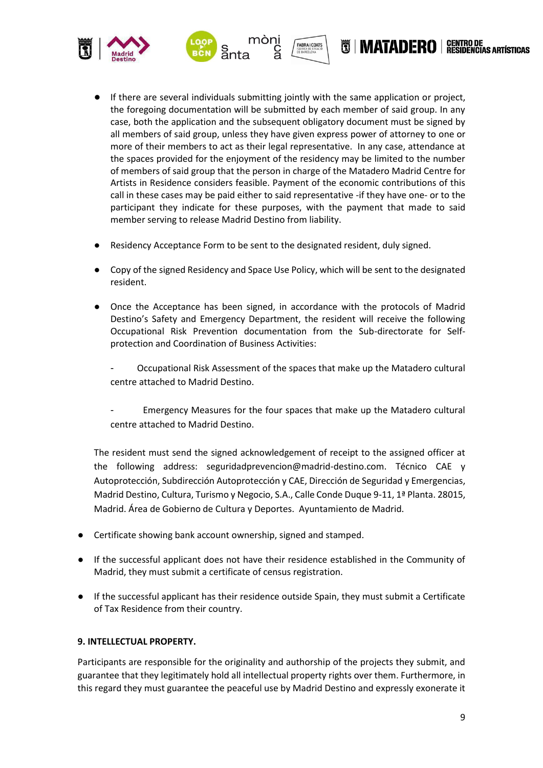- If there are several individuals submitting jointly with the same application or project, the foregoing documentation will be submitted by each member of said group. In any case, both the application and the subsequent obligatory document must be signed by all members of said group, unless they have given express power of attorney to one or more of their members to act as their legal representative. In any case, attendance at the spaces provided for the enjoyment of the residency may be limited to the number of members of said group that the person in charge of the Matadero Madrid Centre for Artists in Residence considers feasible. Payment of the economic contributions of this call in these cases may be paid either to said representative -if they have one- or to the participant they indicate for these purposes, with the payment that made to said member serving to release Madrid Destino from liability.

- Residency Acceptance Form to be sent to the designated resident, duly signed.

- Copy of the signed Residency and Space Use Policy, which will be sent to the designated resident.

- Once the Acceptance has been signed, in accordance with the protocols of Madrid Destino's Safety and Emergency Department, the resident will receive the following Occupational Risk Prevention documentation from the Sub-directorate for Self-protection and Coordination of Business Activities:

  - Occupational Risk Assessment of the spaces that make up the Matadero cultural centre attached to Madrid Destino.

  - Emergency Measures for the four spaces that make up the Matadero cultural centre attached to Madrid Destino.

  The resident must send the signed acknowledgement of receipt to the assigned officer at the following address: seguridadprevencion@madrid-destino.com. Técnico CAE y Autoprotección, Subdirección Autoprotección y CAE, Dirección de Seguridad y Emergencias, Madrid Destino, Cultura, Turismo y Negocio, S.A., Calle Conde Duque 9-11, 1ª Planta. 28015, Madrid. Área de Gobierno de Cultura y Deportes. Ayuntamiento de Madrid.

- Certificate showing bank account ownership, signed and stamped.

- If the successful applicant does not have their residence established in the Community of Madrid, they must submit a certificate of census registration.

- If the successful applicant has their residence outside Spain, they must submit a Certificate of Tax Residence from their country.

**9. INTELLECTUAL PROPERTY.**

Participants are responsible for the originality and authorship of the projects they submit, and guarantee that they legitimately hold all intellectual property rights over them. Furthermore, in this regard they must guarantee the peaceful use by Madrid Destino and expressly exonerate it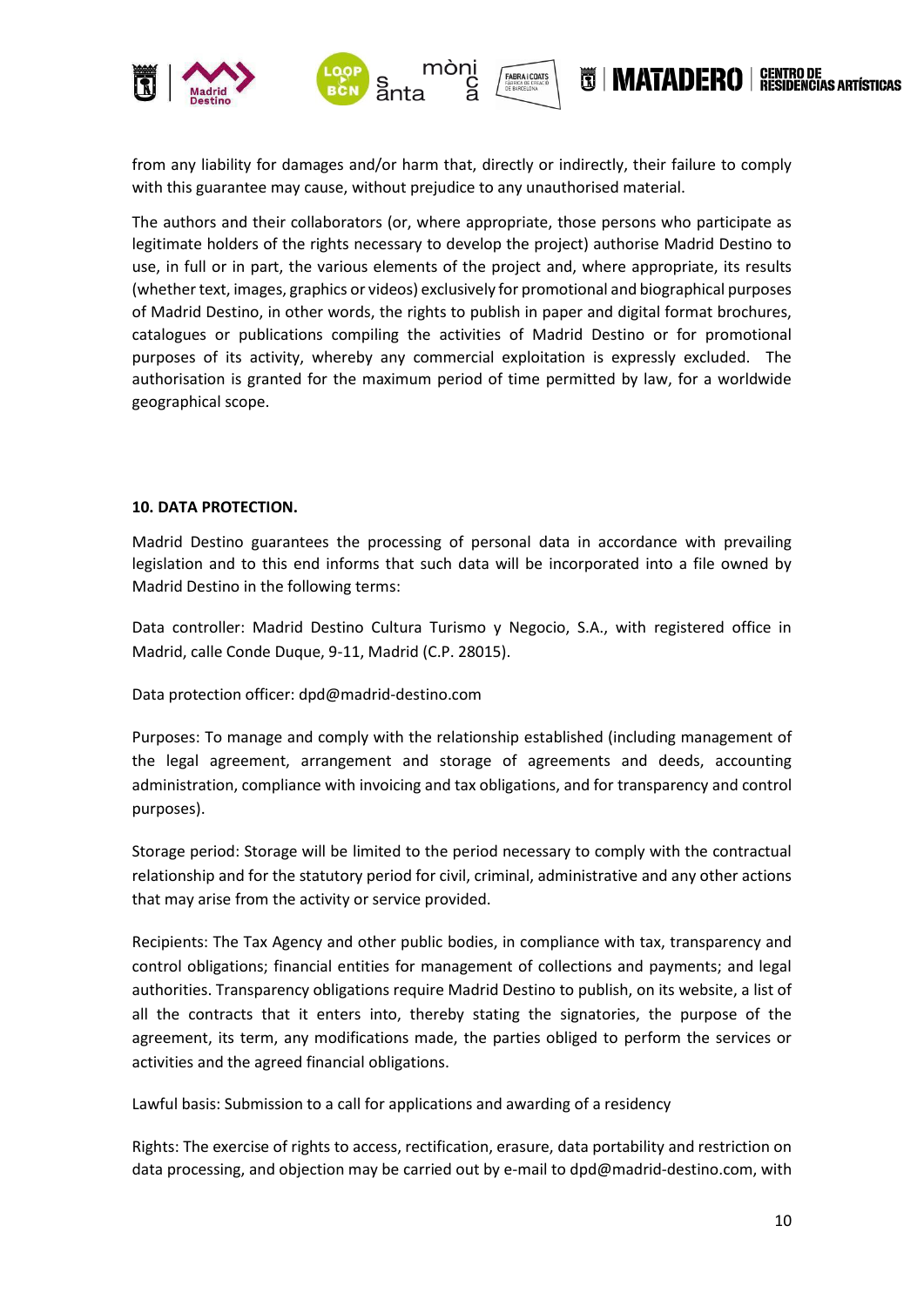from any liability for damages and/or harm that, directly or indirectly, their failure to comply with this guarantee may cause, without prejudice to any unauthorised material.

The authors and their collaborators (or, where appropriate, those persons who participate as legitimate holders of the rights necessary to develop the project) authorise Madrid Destino to use, in full or in part, the various elements of the project and, where appropriate, its results (whether text, images, graphics or videos) exclusively for promotional and biographical purposes of Madrid Destino, in other words, the rights to publish in paper and digital format brochures, catalogues or publications compiling the activities of Madrid Destino or for promotional purposes of its activity, whereby any commercial exploitation is expressly excluded. The authorisation is granted for the maximum period of time permitted by law, for a worldwide geographical scope.

**10. DATA PROTECTION.**

Madrid Destino guarantees the processing of personal data in accordance with prevailing legislation and to this end informs that such data will be incorporated into a file owned by Madrid Destino in the following terms:

Data controller: Madrid Destino Cultura Turismo y Negocio, S.A., with registered office in Madrid, calle Conde Duque, 9-11, Madrid (C.P. 28015).

Data protection officer: dpd@madrid-destino.com

Purposes: To manage and comply with the relationship established (including management of the legal agreement, arrangement and storage of agreements and deeds, accounting administration, compliance with invoicing and tax obligations, and for transparency and control purposes).

Storage period: Storage will be limited to the period necessary to comply with the contractual relationship and for the statutory period for civil, criminal, administrative and any other actions that may arise from the activity or service provided.

Recipients: The Tax Agency and other public bodies, in compliance with tax, transparency and control obligations; financial entities for management of collections and payments; and legal authorities. Transparency obligations require Madrid Destino to publish, on its website, a list of all the contracts that it enters into, thereby stating the signatories, the purpose of the agreement, its term, any modifications made, the parties obliged to perform the services or activities and the agreed financial obligations.

Lawful basis: Submission to a call for applications and awarding of a residency

Rights: The exercise of rights to access, rectification, erasure, data portability and restriction on data processing, and objection may be carried out by e-mail to dpd@madrid-destino.com, with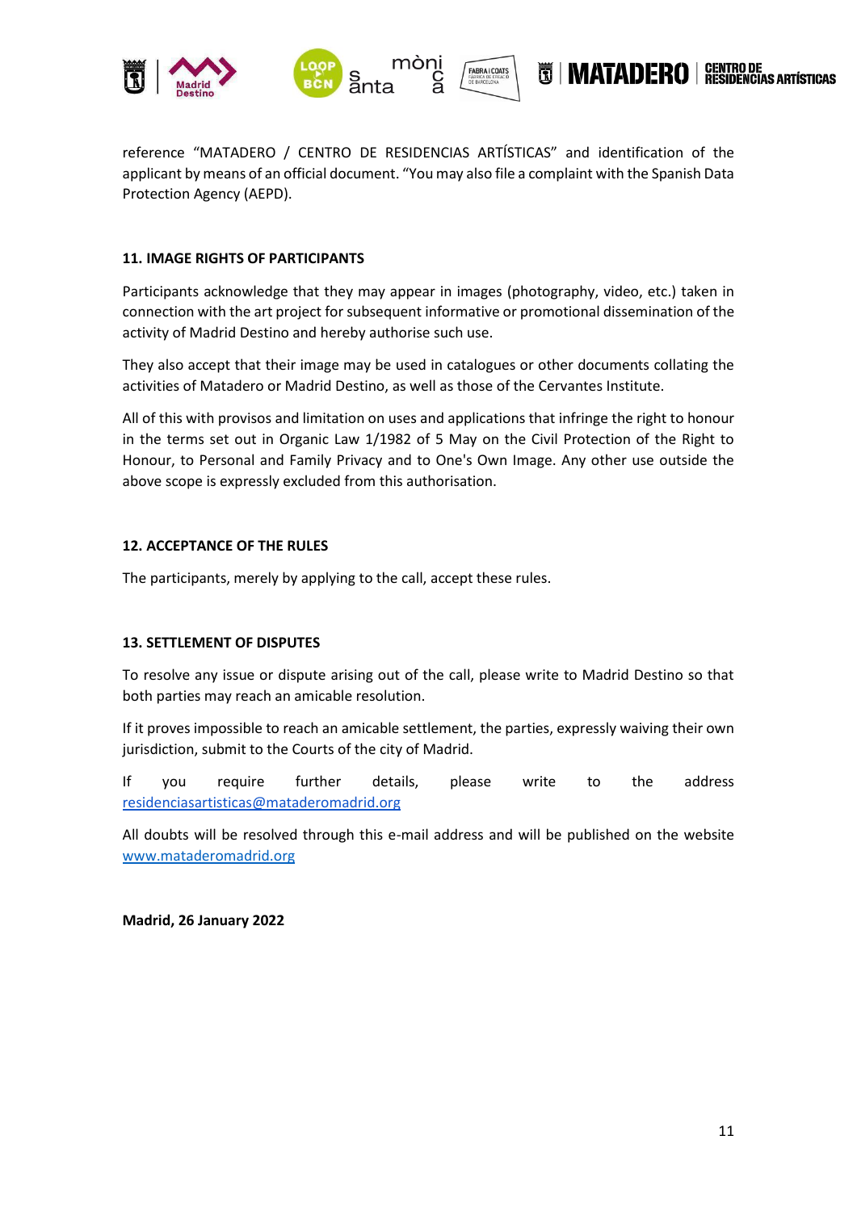reference "MATADERO / CENTRO DE RESIDENCIAS ARTÍSTICAS" and identification of the applicant by means of an official document. "You may also file a complaint with the Spanish Data Protection Agency (AEPD).

**11. IMAGE RIGHTS OF PARTICIPANTS**

Participants acknowledge that they may appear in images (photography, video, etc.) taken in connection with the art project for subsequent informative or promotional dissemination of the activity of Madrid Destino and hereby authorise such use.

They also accept that their image may be used in catalogues or other documents collating the activities of Matadero or Madrid Destino, as well as those of the Cervantes Institute.

All of this with provisos and limitation on uses and applications that infringe the right to honour in the terms set out in Organic Law 1/1982 of 5 May on the Civil Protection of the Right to Honour, to Personal and Family Privacy and to One's Own Image. Any other use outside the above scope is expressly excluded from this authorisation.

**12. ACCEPTANCE OF THE RULES**

The participants, merely by applying to the call, accept these rules.

**13. SETTLEMENT OF DISPUTES**

To resolve any issue or dispute arising out of the call, please write to Madrid Destino so that both parties may reach an amicable resolution.

If it proves impossible to reach an amicable settlement, the parties, expressly waiving their own jurisdiction, submit to the Courts of the city of Madrid.

If you require further details, please write to the address residenciasartisticas@mataderomadrid.org

All doubts will be resolved through this e-mail address and will be published on the website www.mataderomadrid.org

**Madrid, 26 January 2022**